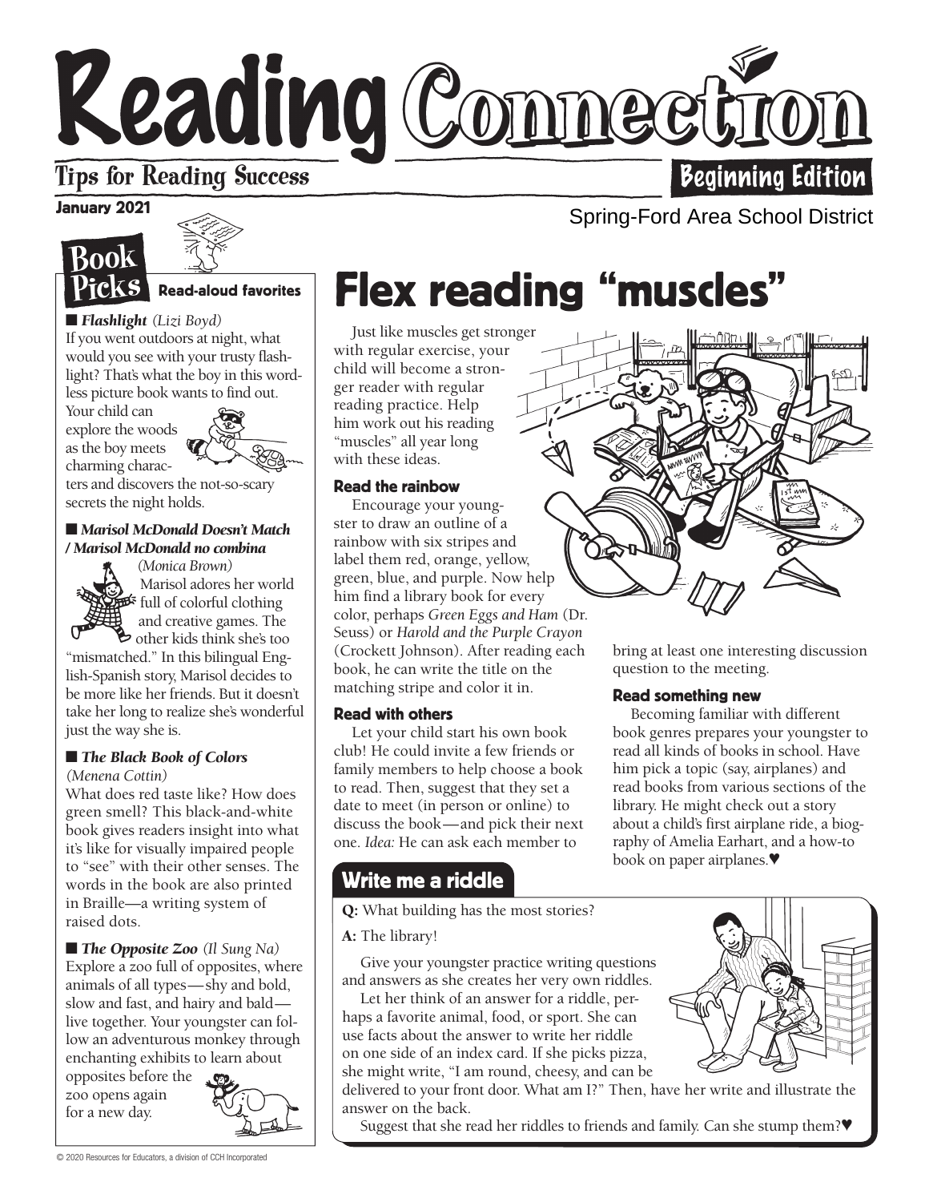# Reading Connection

Tips for Reading Success

Beginning Edition

January 2021

Spring-Ford Area School District

## Book Picks

**Read-aloud favorites**

■ ***Flashlight*** *(Lizi Boyd)*
If you went outdoors at night, what would you see with your trusty flashlight? That's what the boy in this wordless picture book wants to find out. Your child can explore the woods as the boy meets charming characters and discovers the not-so-scary secrets the night holds.

■ ***Marisol McDonald Doesn't Match / Marisol McDonald no combina*** *(Monica Brown)*
Marisol adores her world full of colorful clothing and creative games. The other kids think she's too "mismatched." In this bilingual English-Spanish story, Marisol decides to be more like her friends. But it doesn't take her long to realize she's wonderful just the way she is.

■ ***The Black Book of Colors*** *(Menena Cottin)*
What does red taste like? How does green smell? This black-and-white book gives readers insight into what it's like for visually impaired people to "see" with their other senses. The words in the book are also printed in Braille—a writing system of raised dots.

■ ***The Opposite Zoo*** *(Il Sung Na)*
Explore a zoo full of opposites, where animals of all types—shy and bold, slow and fast, and hairy and bald—live together. Your youngster can follow an adventurous monkey through enchanting exhibits to learn about opposites before the zoo opens again for a new day.

## Flex reading "muscles"

Just like muscles get stronger with regular exercise, your child will become a stronger reader with regular reading practice. Help him work out his reading "muscles" all year long with these ideas.

### Read the rainbow

Encourage your youngster to draw an outline of a rainbow with six stripes and label them red, orange, yellow, green, blue, and purple. Now help him find a library book for every color, perhaps *Green Eggs and Ham* (Dr. Seuss) or *Harold and the Purple Crayon* (Crockett Johnson). After reading each book, he can write the title on the matching stripe and color it in.

### Read with others

Let your child start his own book club! He could invite a few friends or family members to help choose a book to read. Then, suggest that they set a date to meet (in person or online) to discuss the book—and pick their next one. *Idea:* He can ask each member to bring at least one interesting discussion question to the meeting.

### Read something new

Becoming familiar with different book genres prepares your youngster to read all kinds of books in school. Have him pick a topic (say, airplanes) and read books from various sections of the library. He might check out a story about a child's first airplane ride, a biography of Amelia Earhart, and a how-to book on paper airplanes.♥

## Write me a riddle

**Q:** What building has the most stories?

**A:** The library!

Give your youngster practice writing questions and answers as she creates her very own riddles.

Let her think of an answer for a riddle, perhaps a favorite animal, food, or sport. She can use facts about the answer to write her riddle on one side of an index card. If she picks pizza, she might write, "I am round, cheesy, and can be delivered to your front door. What am I?" Then, have her write and illustrate the answer on the back.

Suggest that she read her riddles to friends and family. Can she stump them?♥

© 2020 Resources for Educators, a division of CCH Incorporated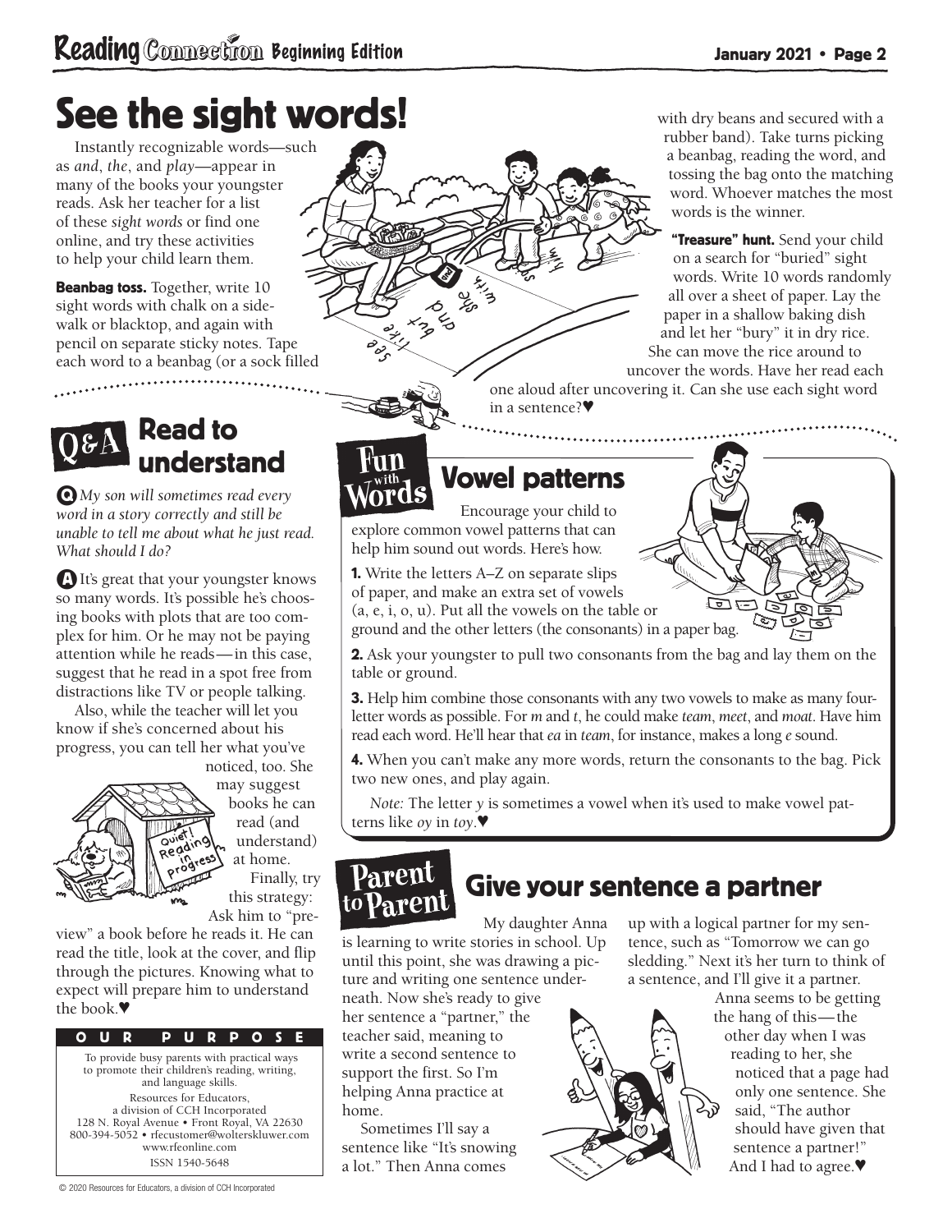# See the sight words!

Instantly recognizable words—such as *and*, *the*, and *play*—appear in many of the books your youngster reads. Ask her teacher for a list of these *sight words* or find one online, and try these activities to help your child learn them.

**Beanbag toss.** Together, write 10 sight words with chalk on a sidewalk or blacktop, and again with pencil on separate sticky notes. Tape each word to a beanbag (or a sock filled with dry beans and secured with a rubber band). Take turns picking a beanbag, reading the word, and tossing the bag onto the matching word. Whoever matches the most words is the winner.

**"Treasure" hunt.** Send your child on a search for "buried" sight words. Write 10 words randomly all over a sheet of paper. Lay the paper in a shallow baking dish and let her "bury" it in dry rice. She can move the rice around to uncover the words. Have her read each one aloud after uncovering it. Can she use each sight word in a sentence?♥

## Q&A Read to understand

**Q** *My son will sometimes read every word in a story correctly and still be unable to tell me about what he just read. What should I do?*

**A** It's great that your youngster knows so many words. It's possible he's choosing books with plots that are too complex for him. Or he may not be paying attention while he reads—in this case, suggest that he read in a spot free from distractions like TV or people talking.

Also, while the teacher will let you know if she's concerned about his progress, you can tell her what you've noticed, too. She may suggest books he can read (and understand) at home.

Finally, try this strategy: Ask him to "preview" a book before he reads it. He can read the title, look at the cover, and flip through the pictures. Knowing what to expect will prepare him to understand the book.♥

## Fun with Words: Vowel patterns

Encourage your child to explore common vowel patterns that can help him sound out words. Here's how.

**1.** Write the letters A–Z on separate slips of paper, and make an extra set of vowels (a, e, i, o, u). Put all the vowels on the table or ground and the other letters (the consonants) in a paper bag.

**2.** Ask your youngster to pull two consonants from the bag and lay them on the table or ground.

**3.** Help him combine those consonants with any two vowels to make as many four-letter words as possible. For *m* and *t*, he could make *team*, *meet*, and *moat*. Have him read each word. He'll hear that *ea* in *team*, for instance, makes a long *e* sound.

**4.** When you can't make any more words, return the consonants to the bag. Pick two new ones, and play again.

*Note:* The letter *y* is sometimes a vowel when it's used to make vowel patterns like *oy* in *toy*.♥

## Parent to Parent: Give your sentence a partner

My daughter Anna is learning to write stories in school. Up until this point, she was drawing a picture and writing one sentence underneath. Now she's ready to give her sentence a "partner," the teacher said, meaning to write a second sentence to support the first. So I'm helping Anna practice at home.

Sometimes I'll say a sentence like "It's snowing a lot." Then Anna comes up with a logical partner for my sentence, such as "Tomorrow we can go sledding." Next it's her turn to think of a sentence, and I'll give it a partner.

Anna seems to be getting the hang of this—the other day when I was reading to her, she noticed that a page had only one sentence. She said, "The author should have given that sentence a partner!" And I had to agree.♥

---

**OUR PURPOSE**

To provide busy parents with practical ways to promote their children's reading, writing, and language skills.

Resources for Educators, a division of CCH Incorporated
128 N. Royal Avenue • Front Royal, VA 22630
800-394-5052 • rfecustomer@wolterskluwer.com
www.rfeonline.com
ISSN 1540-5648

© 2020 Resources for Educators, a division of CCH Incorporated